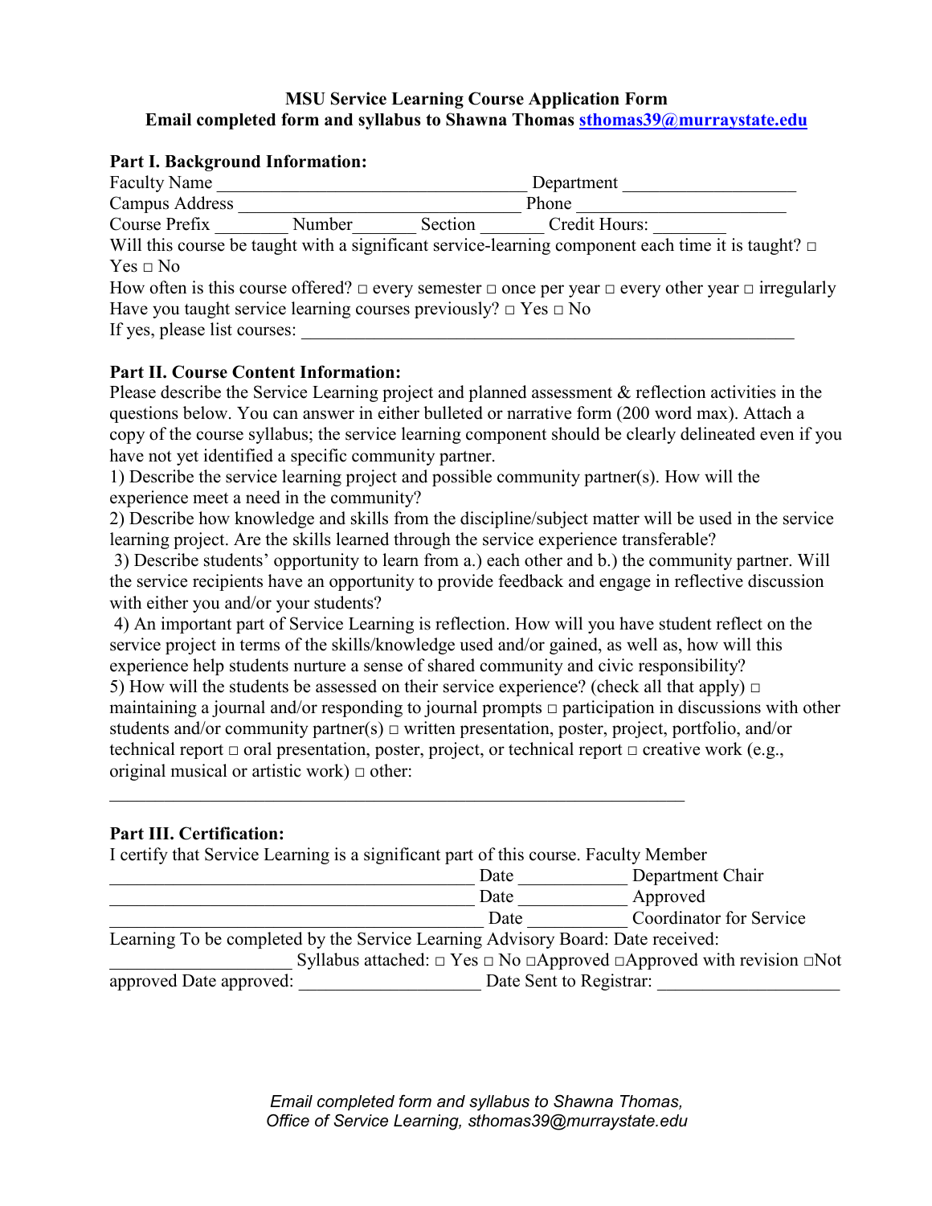**MSU Service Learning Course Application Form**
**Email completed form and syllabus to Shawna Thomas [sthomas39@murraystate.edu](mailto:sthomas39@murraystate.edu)**

## Part I. Background Information:

Faculty Name ________________________________ Department __________________

Campus Address _____________________________ Phone ______________________

Course Prefix ________ Number_______ Section _______ Credit Hours: ________

Will this course be taught with a significant service-learning component each time it is taught? □ Yes □ No

How often is this course offered? □ every semester □ once per year □ every other year □ irregularly

Have you taught service learning courses previously? □ Yes □ No

If yes, please list courses: _____________________________________________________

## Part II. Course Content Information:

Please describe the Service Learning project and planned assessment & reflection activities in the questions below. You can answer in either bulleted or narrative form (200 word max). Attach a copy of the course syllabus; the service learning component should be clearly delineated even if you have not yet identified a specific community partner.

1) Describe the service learning project and possible community partner(s). How will the experience meet a need in the community?

2) Describe how knowledge and skills from the discipline/subject matter will be used in the service learning project. Are the skills learned through the service experience transferable?

3) Describe students' opportunity to learn from a.) each other and b.) the community partner. Will the service recipients have an opportunity to provide feedback and engage in reflective discussion with either you and/or your students?

4) An important part of Service Learning is reflection. How will you have student reflect on the service project in terms of the skills/knowledge used and/or gained, as well as, how will this experience help students nurture a sense of shared community and civic responsibility?

5) How will the students be assessed on their service experience? (check all that apply) □ maintaining a journal and/or responding to journal prompts □ participation in discussions with other students and/or community partner(s) □ written presentation, poster, project, portfolio, and/or technical report □ oral presentation, poster, project, or technical report □ creative work (e.g., original musical or artistic work) □ other:

_______________________________________________________________

## Part III. Certification:

I certify that Service Learning is a significant part of this course. Faculty Member

________________________________________ Date ____________ Department Chair

________________________________________ Date ____________ Approved

________________________________________ Date ___________ Coordinator for Service Learning

To be completed by the Service Learning Advisory Board: Date received: ____________________ Syllabus attached: □ Yes □ No □Approved □Approved with revision □Not approved Date approved: ____________________ Date Sent to Registrar: ____________________

*Email completed form and syllabus to Shawna Thomas, Office of Service Learning, sthomas39@murraystate.edu*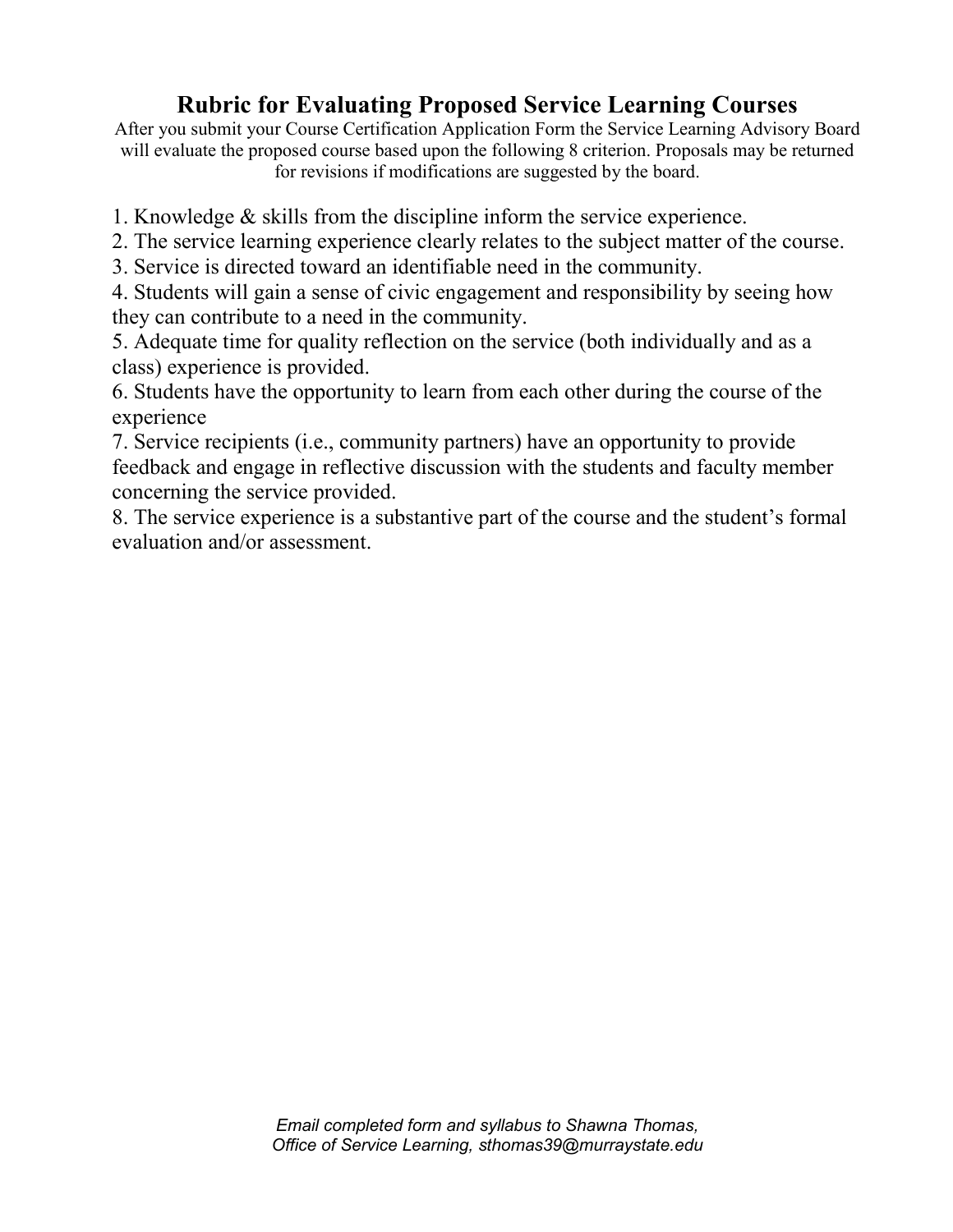# Rubric for Evaluating Proposed Service Learning Courses

After you submit your Course Certification Application Form the Service Learning Advisory Board will evaluate the proposed course based upon the following 8 criterion. Proposals may be returned for revisions if modifications are suggested by the board.

1. Knowledge & skills from the discipline inform the service experience.
2. The service learning experience clearly relates to the subject matter of the course.
3. Service is directed toward an identifiable need in the community.
4. Students will gain a sense of civic engagement and responsibility by seeing how they can contribute to a need in the community.
5. Adequate time for quality reflection on the service (both individually and as a class) experience is provided.
6. Students have the opportunity to learn from each other during the course of the experience
7. Service recipients (i.e., community partners) have an opportunity to provide feedback and engage in reflective discussion with the students and faculty member concerning the service provided.
8. The service experience is a substantive part of the course and the student's formal evaluation and/or assessment.

*Email completed form and syllabus to Shawna Thomas, Office of Service Learning, sthomas39@murraystate.edu*